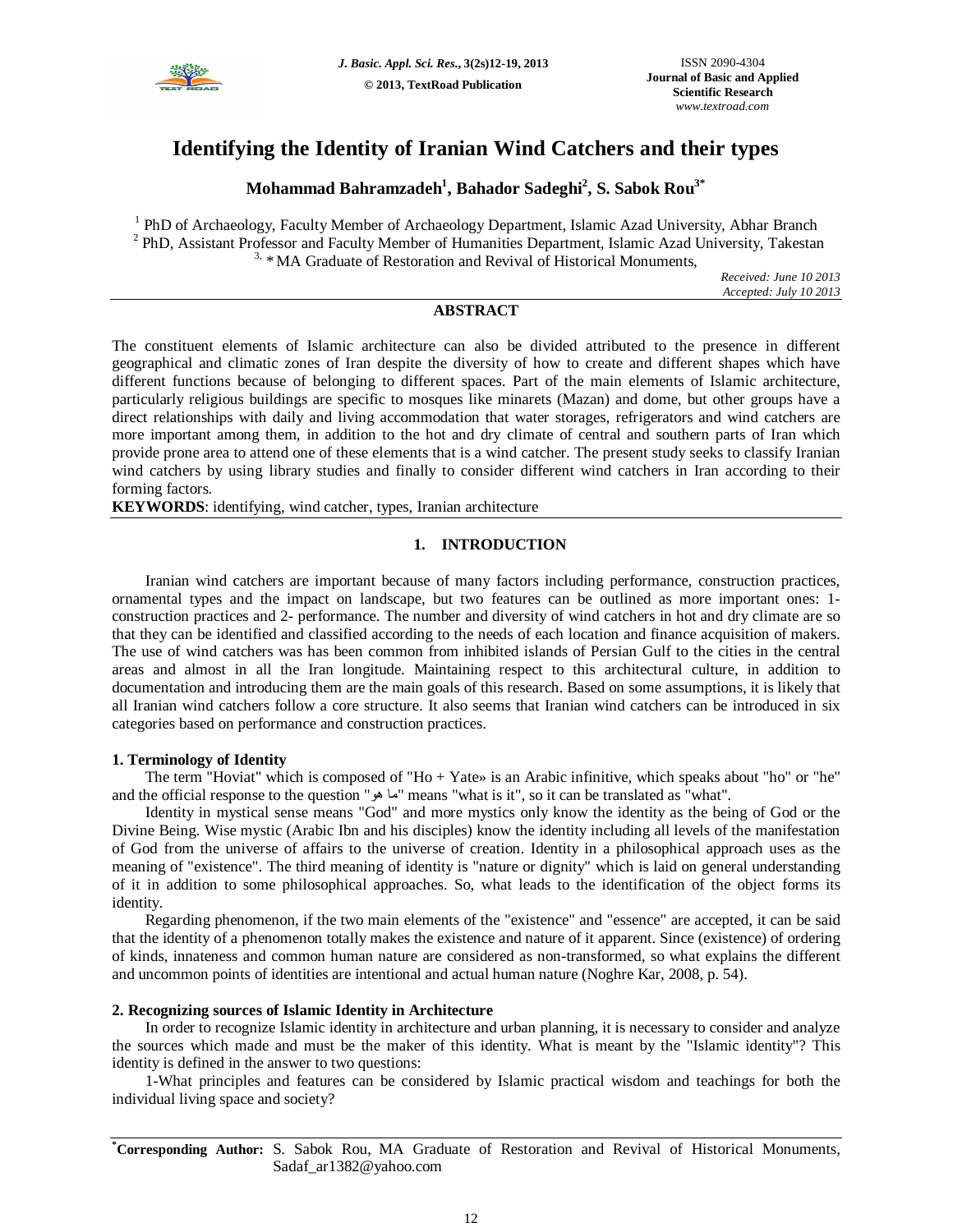# Identifying the Identity of Iranian Wind Catchers and their types

**Mohammad Bahramzadeh[1], Bahador Sadeghi[2], S. Sabok Rou[3*]**

[1] PhD of Archaeology, Faculty Member of Archaeology Department, Islamic Azad University, Abhar Branch
[2] PhD, Assistant Professor and Faculty Member of Humanities Department, Islamic Azad University, Takestan
[3, *] MA Graduate of Restoration and Revival of Historical Monuments,

*Received: June 10 2013*
*Accepted: July 10 2013*

## ABSTRACT

The constituent elements of Islamic architecture can also be divided attributed to the presence in different geographical and climatic zones of Iran despite the diversity of how to create and different shapes which have different functions because of belonging to different spaces. Part of the main elements of Islamic architecture, particularly religious buildings are specific to mosques like minarets (Mazan) and dome, but other groups have a direct relationships with daily and living accommodation that water storages, refrigerators and wind catchers are more important among them, in addition to the hot and dry climate of central and southern parts of Iran which provide prone area to attend one of these elements that is a wind catcher. The present study seeks to classify Iranian wind catchers by using library studies and finally to consider different wind catchers in Iran according to their forming factors.

**KEYWORDS**: identifying, wind catcher, types, Iranian architecture

## 1. INTRODUCTION

Iranian wind catchers are important because of many factors including performance, construction practices, ornamental types and the impact on landscape, but two features can be outlined as more important ones: 1- construction practices and 2- performance. The number and diversity of wind catchers in hot and dry climate are so that they can be identified and classified according to the needs of each location and finance acquisition of makers. The use of wind catchers was has been common from inhibited islands of Persian Gulf to the cities in the central areas and almost in all the Iran longitude. Maintaining respect to this architectural culture, in addition to documentation and introducing them are the main goals of this research. Based on some assumptions, it is likely that all Iranian wind catchers follow a core structure. It also seems that Iranian wind catchers can be introduced in six categories based on performance and construction practices.

### 1. Terminology of Identity

The term "Hoviat" which is composed of "Ho + Yate» is an Arabic infinitive, which speaks about "ho" or "he" and the official response to the question "ما هو" means "what is it", so it can be translated as "what".

Identity in mystical sense means "God" and more mystics only know the identity as the being of God or the Divine Being. Wise mystic (Arabic Ibn and his disciples) know the identity including all levels of the manifestation of God from the universe of affairs to the universe of creation. Identity in a philosophical approach uses as the meaning of "existence". The third meaning of identity is "nature or dignity" which is laid on general understanding of it in addition to some philosophical approaches. So, what leads to the identification of the object forms its identity.

Regarding phenomenon, if the two main elements of the "existence" and "essence" are accepted, it can be said that the identity of a phenomenon totally makes the existence and nature of it apparent. Since (existence) of ordering of kinds, innateness and common human nature are considered as non-transformed, so what explains the different and uncommon points of identities are intentional and actual human nature (Noghre Kar, 2008, p. 54).

### 2. Recognizing sources of Islamic Identity in Architecture

In order to recognize Islamic identity in architecture and urban planning, it is necessary to consider and analyze the sources which made and must be the maker of this identity. What is meant by the "Islamic identity"? This identity is defined in the answer to two questions:

1-What principles and features can be considered by Islamic practical wisdom and teachings for both the individual living space and society?

---

[*]**Corresponding Author:** S. Sabok Rou, MA Graduate of Restoration and Revival of Historical Monuments, Sadaf_ar1382@yahoo.com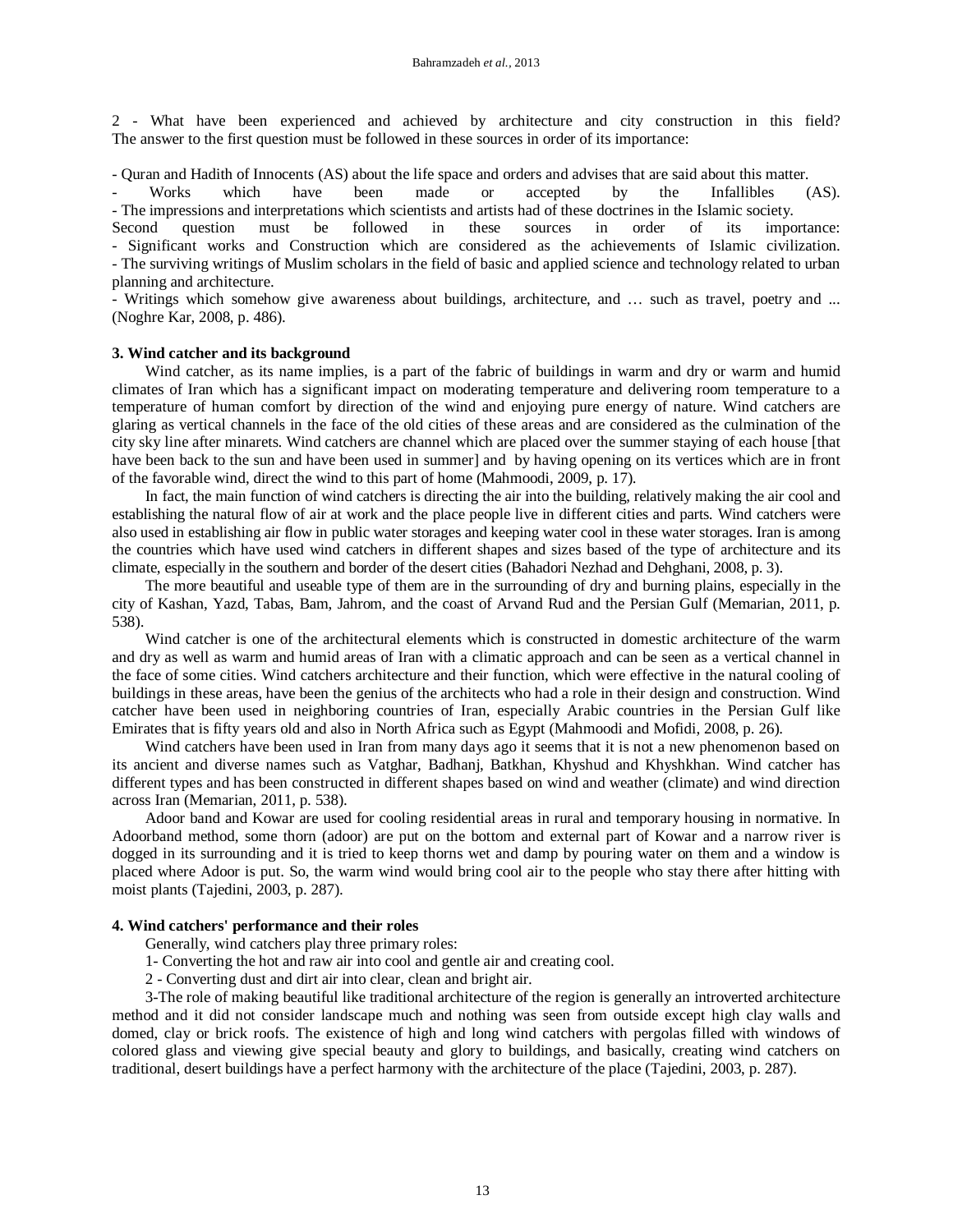2 - What have been experienced and achieved by architecture and city construction in this field? The answer to the first question must be followed in these sources in order of its importance:

- Quran and Hadith of Innocents (AS) about the life space and orders and advises that are said about this matter.
- Works which have been made or accepted by the Infallibles (AS).
- The impressions and interpretations which scientists and artists had of these doctrines in the Islamic society.

Second question must be followed in these sources in order of its importance:

- Significant works and Construction which are considered as the achievements of Islamic civilization.
- The surviving writings of Muslim scholars in the field of basic and applied science and technology related to urban planning and architecture.
- Writings which somehow give awareness about buildings, architecture, and … such as travel, poetry and ... (Noghre Kar, 2008, p. 486).

### 3. Wind catcher and its background

Wind catcher, as its name implies, is a part of the fabric of buildings in warm and dry or warm and humid climates of Iran which has a significant impact on moderating temperature and delivering room temperature to a temperature of human comfort by direction of the wind and enjoying pure energy of nature. Wind catchers are glaring as vertical channels in the face of the old cities of these areas and are considered as the culmination of the city sky line after minarets. Wind catchers are channel which are placed over the summer staying of each house [that have been back to the sun and have been used in summer] and by having opening on its vertices which are in front of the favorable wind, direct the wind to this part of home (Mahmoodi, 2009, p. 17).

In fact, the main function of wind catchers is directing the air into the building, relatively making the air cool and establishing the natural flow of air at work and the place people live in different cities and parts. Wind catchers were also used in establishing air flow in public water storages and keeping water cool in these water storages. Iran is among the countries which have used wind catchers in different shapes and sizes based of the type of architecture and its climate, especially in the southern and border of the desert cities (Bahadori Nezhad and Dehghani, 2008, p. 3).

The more beautiful and useable type of them are in the surrounding of dry and burning plains, especially in the city of Kashan, Yazd, Tabas, Bam, Jahrom, and the coast of Arvand Rud and the Persian Gulf (Memarian, 2011, p. 538).

Wind catcher is one of the architectural elements which is constructed in domestic architecture of the warm and dry as well as warm and humid areas of Iran with a climatic approach and can be seen as a vertical channel in the face of some cities. Wind catchers architecture and their function, which were effective in the natural cooling of buildings in these areas, have been the genius of the architects who had a role in their design and construction. Wind catcher have been used in neighboring countries of Iran, especially Arabic countries in the Persian Gulf like Emirates that is fifty years old and also in North Africa such as Egypt (Mahmoodi and Mofidi, 2008, p. 26).

Wind catchers have been used in Iran from many days ago it seems that it is not a new phenomenon based on its ancient and diverse names such as Vatghar, Badhanj, Batkhan, Khyshud and Khyshkhan. Wind catcher has different types and has been constructed in different shapes based on wind and weather (climate) and wind direction across Iran (Memarian, 2011, p. 538).

Adoor band and Kowar are used for cooling residential areas in rural and temporary housing in normative. In Adoorband method, some thorn (adoor) are put on the bottom and external part of Kowar and a narrow river is dogged in its surrounding and it is tried to keep thorns wet and damp by pouring water on them and a window is placed where Adoor is put. So, the warm wind would bring cool air to the people who stay there after hitting with moist plants (Tajedini, 2003, p. 287).

### 4. Wind catchers' performance and their roles

Generally, wind catchers play three primary roles:

1- Converting the hot and raw air into cool and gentle air and creating cool.

2 - Converting dust and dirt air into clear, clean and bright air.

3-The role of making beautiful like traditional architecture of the region is generally an introverted architecture method and it did not consider landscape much and nothing was seen from outside except high clay walls and domed, clay or brick roofs. The existence of high and long wind catchers with pergolas filled with windows of colored glass and viewing give special beauty and glory to buildings, and basically, creating wind catchers on traditional, desert buildings have a perfect harmony with the architecture of the place (Tajedini, 2003, p. 287).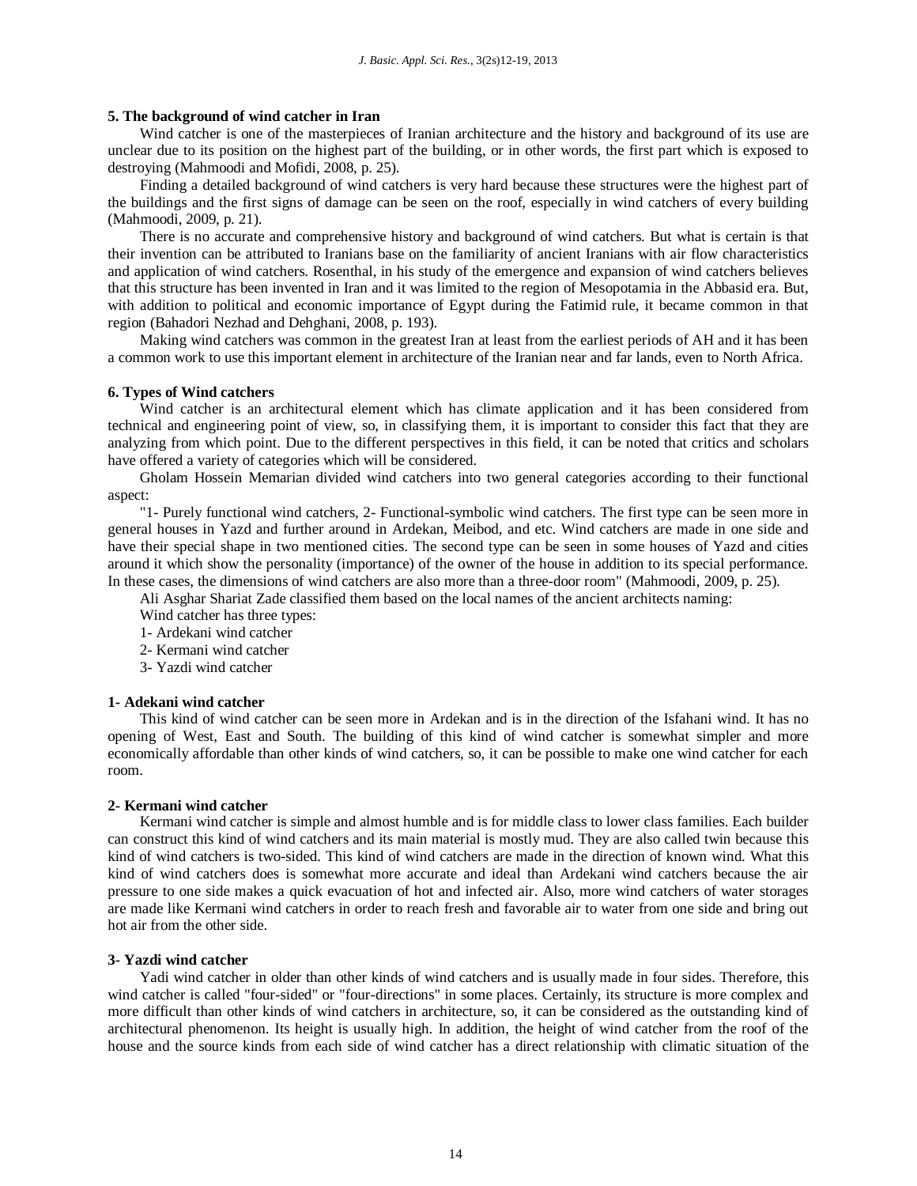## 5. The background of wind catcher in Iran

Wind catcher is one of the masterpieces of Iranian architecture and the history and background of its use are unclear due to its position on the highest part of the building, or in other words, the first part which is exposed to destroying (Mahmoodi and Mofidi, 2008, p. 25).

Finding a detailed background of wind catchers is very hard because these structures were the highest part of the buildings and the first signs of damage can be seen on the roof, especially in wind catchers of every building (Mahmoodi, 2009, p. 21).

There is no accurate and comprehensive history and background of wind catchers. But what is certain is that their invention can be attributed to Iranians base on the familiarity of ancient Iranians with air flow characteristics and application of wind catchers. Rosenthal, in his study of the emergence and expansion of wind catchers believes that this structure has been invented in Iran and it was limited to the region of Mesopotamia in the Abbasid era. But, with addition to political and economic importance of Egypt during the Fatimid rule, it became common in that region (Bahadori Nezhad and Dehghani, 2008, p. 193).

Making wind catchers was common in the greatest Iran at least from the earliest periods of AH and it has been a common work to use this important element in architecture of the Iranian near and far lands, even to North Africa.

## 6. Types of Wind catchers

Wind catcher is an architectural element which has climate application and it has been considered from technical and engineering point of view, so, in classifying them, it is important to consider this fact that they are analyzing from which point. Due to the different perspectives in this field, it can be noted that critics and scholars have offered a variety of categories which will be considered.

Gholam Hossein Memarian divided wind catchers into two general categories according to their functional aspect:

"1- Purely functional wind catchers, 2- Functional-symbolic wind catchers. The first type can be seen more in general houses in Yazd and further around in Ardekan, Meibod, and etc. Wind catchers are made in one side and have their special shape in two mentioned cities. The second type can be seen in some houses of Yazd and cities around it which show the personality (importance) of the owner of the house in addition to its special performance. In these cases, the dimensions of wind catchers are also more than a three-door room" (Mahmoodi, 2009, p. 25).

Ali Asghar Shariat Zade classified them based on the local names of the ancient architects naming:

Wind catcher has three types:

1- Ardekani wind catcher

2- Kermani wind catcher

3- Yazdi wind catcher

### 1- Adekani wind catcher

This kind of wind catcher can be seen more in Ardekan and is in the direction of the Isfahani wind. It has no opening of West, East and South. The building of this kind of wind catcher is somewhat simpler and more economically affordable than other kinds of wind catchers, so, it can be possible to make one wind catcher for each room.

### 2- Kermani wind catcher

Kermani wind catcher is simple and almost humble and is for middle class to lower class families. Each builder can construct this kind of wind catchers and its main material is mostly mud. They are also called twin because this kind of wind catchers is two-sided. This kind of wind catchers are made in the direction of known wind. What this kind of wind catchers does is somewhat more accurate and ideal than Ardekani wind catchers because the air pressure to one side makes a quick evacuation of hot and infected air. Also, more wind catchers of water storages are made like Kermani wind catchers in order to reach fresh and favorable air to water from one side and bring out hot air from the other side.

### 3- Yazdi wind catcher

Yadi wind catcher in older than other kinds of wind catchers and is usually made in four sides. Therefore, this wind catcher is called "four-sided" or "four-directions" in some places. Certainly, its structure is more complex and more difficult than other kinds of wind catchers in architecture, so, it can be considered as the outstanding kind of architectural phenomenon. Its height is usually high. In addition, the height of wind catcher from the roof of the house and the source kinds from each side of wind catcher has a direct relationship with climatic situation of the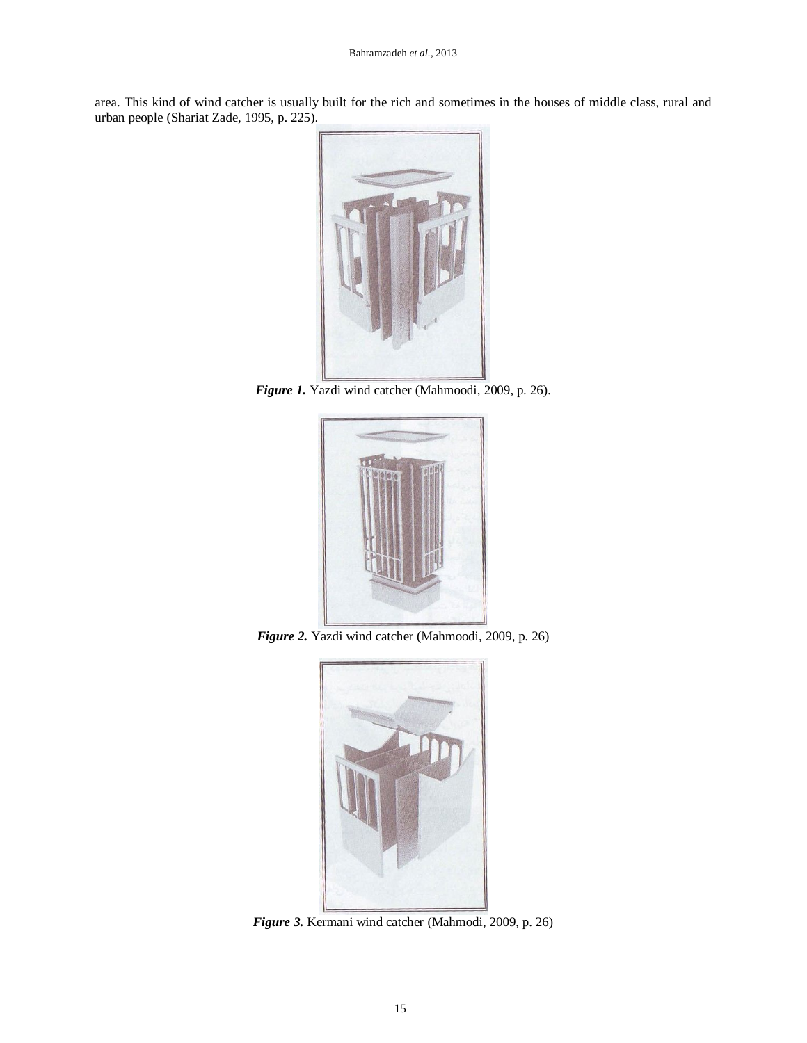area. This kind of wind catcher is usually built for the rich and sometimes in the houses of middle class, rural and urban people (Shariat Zade, 1995, p. 225).

***Figure 1.*** Yazdi wind catcher (Mahmoodi, 2009, p. 26).

***Figure 2.*** Yazdi wind catcher (Mahmoodi, 2009, p. 26)

***Figure 3.*** Kermani wind catcher (Mahmodi, 2009, p. 26)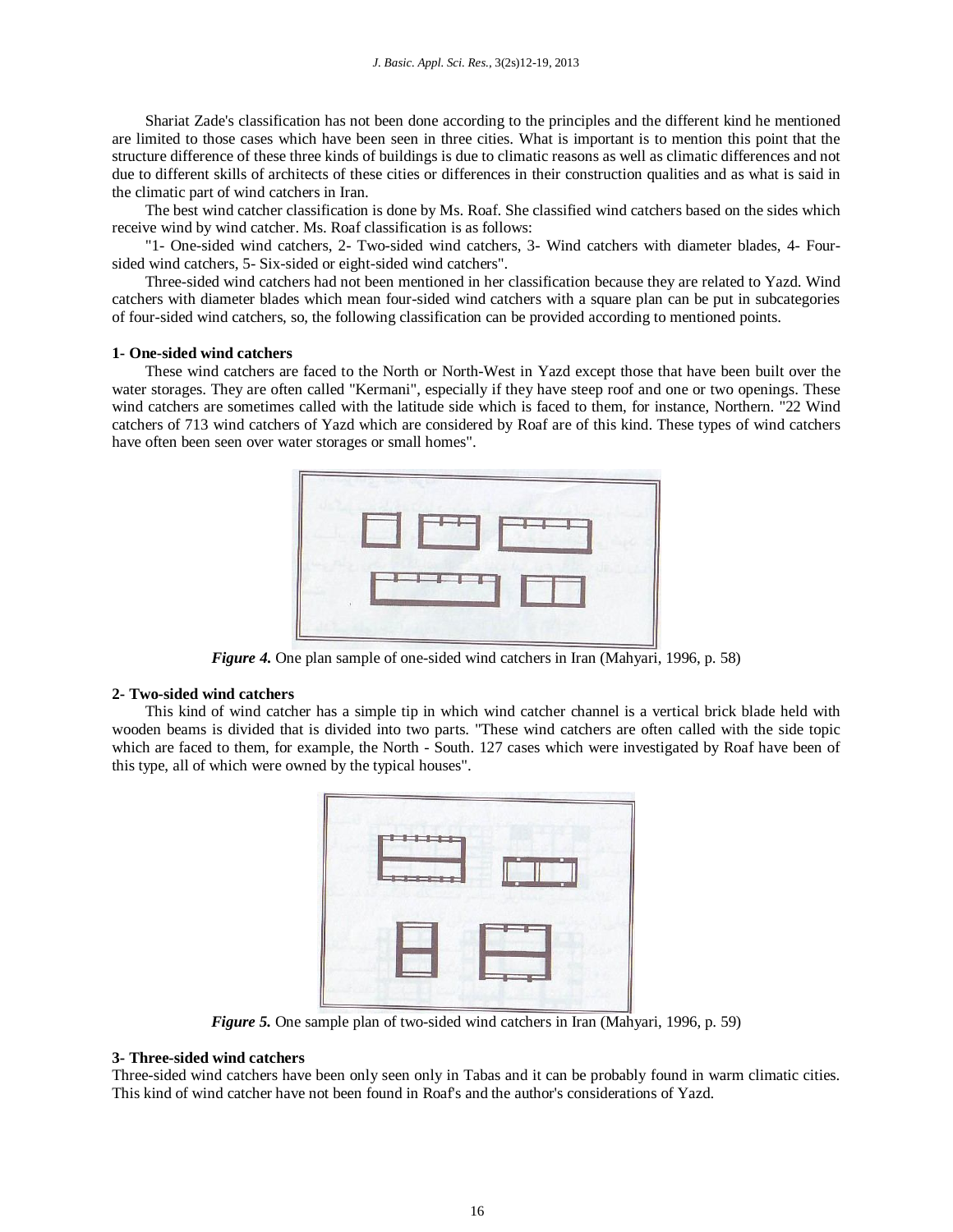Shariat Zade's classification has not been done according to the principles and the different kind he mentioned are limited to those cases which have been seen in three cities. What is important is to mention this point that the structure difference of these three kinds of buildings is due to climatic reasons as well as climatic differences and not due to different skills of architects of these cities or differences in their construction qualities and as what is said in the climatic part of wind catchers in Iran.

The best wind catcher classification is done by Ms. Roaf. She classified wind catchers based on the sides which receive wind by wind catcher. Ms. Roaf classification is as follows:

"1- One-sided wind catchers, 2- Two-sided wind catchers, 3- Wind catchers with diameter blades, 4- Four-sided wind catchers, 5- Six-sided or eight-sided wind catchers".

Three-sided wind catchers had not been mentioned in her classification because they are related to Yazd. Wind catchers with diameter blades which mean four-sided wind catchers with a square plan can be put in subcategories of four-sided wind catchers, so, the following classification can be provided according to mentioned points.

**1- One-sided wind catchers**

These wind catchers are faced to the North or North-West in Yazd except those that have been built over the water storages. They are often called "Kermani", especially if they have steep roof and one or two openings. These wind catchers are sometimes called with the latitude side which is faced to them, for instance, Northern. "22 Wind catchers of 713 wind catchers of Yazd which are considered by Roaf are of this kind. These types of wind catchers have often been seen over water storages or small homes".

***Figure 4.*** One plan sample of one-sided wind catchers in Iran (Mahyari, 1996, p. 58)

**2- Two-sided wind catchers**

This kind of wind catcher has a simple tip in which wind catcher channel is a vertical brick blade held with wooden beams is divided that is divided into two parts. "These wind catchers are often called with the side topic which are faced to them, for example, the North - South. 127 cases which were investigated by Roaf have been of this type, all of which were owned by the typical houses".

***Figure 5.*** One sample plan of two-sided wind catchers in Iran (Mahyari, 1996, p. 59)

**3- Three-sided wind catchers**

Three-sided wind catchers have been only seen only in Tabas and it can be probably found in warm climatic cities. This kind of wind catcher have not been found in Roaf's and the author's considerations of Yazd.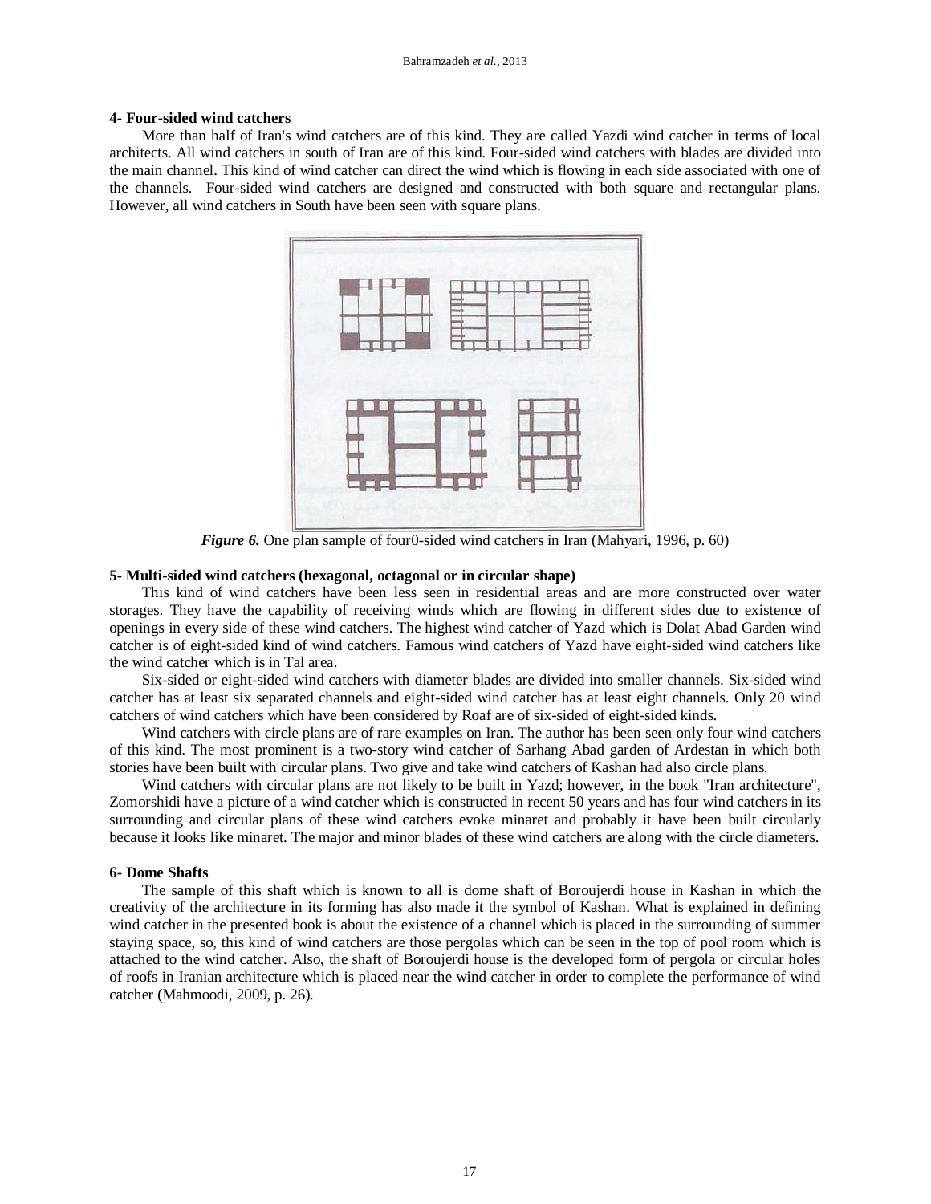**4- Four-sided wind catchers**

More than half of Iran's wind catchers are of this kind. They are called Yazdi wind catcher in terms of local architects. All wind catchers in south of Iran are of this kind. Four-sided wind catchers with blades are divided into the main channel. This kind of wind catcher can direct the wind which is flowing in each side associated with one of the channels. Four-sided wind catchers are designed and constructed with both square and rectangular plans. However, all wind catchers in South have been seen with square plans.

***Figure 6.*** One plan sample of four0-sided wind catchers in Iran (Mahyari, 1996, p. 60)

**5- Multi-sided wind catchers (hexagonal, octagonal or in circular shape)**

This kind of wind catchers have been less seen in residential areas and are more constructed over water storages. They have the capability of receiving winds which are flowing in different sides due to existence of openings in every side of these wind catchers. The highest wind catcher of Yazd which is Dolat Abad Garden wind catcher is of eight-sided kind of wind catchers. Famous wind catchers of Yazd have eight-sided wind catchers like the wind catcher which is in Tal area.

Six-sided or eight-sided wind catchers with diameter blades are divided into smaller channels. Six-sided wind catcher has at least six separated channels and eight-sided wind catcher has at least eight channels. Only 20 wind catchers of wind catchers which have been considered by Roaf are of six-sided of eight-sided kinds.

Wind catchers with circle plans are of rare examples on Iran. The author has been seen only four wind catchers of this kind. The most prominent is a two-story wind catcher of Sarhang Abad garden of Ardestan in which both stories have been built with circular plans. Two give and take wind catchers of Kashan had also circle plans.

Wind catchers with circular plans are not likely to be built in Yazd; however, in the book "Iran architecture", Zomorshidi have a picture of a wind catcher which is constructed in recent 50 years and has four wind catchers in its surrounding and circular plans of these wind catchers evoke minaret and probably it have been built circularly because it looks like minaret. The major and minor blades of these wind catchers are along with the circle diameters.

**6- Dome Shafts**

The sample of this shaft which is known to all is dome shaft of Boroujerdi house in Kashan in which the creativity of the architecture in its forming has also made it the symbol of Kashan. What is explained in defining wind catcher in the presented book is about the existence of a channel which is placed in the surrounding of summer staying space, so, this kind of wind catchers are those pergolas which can be seen in the top of pool room which is attached to the wind catcher. Also, the shaft of Boroujerdi house is the developed form of pergola or circular holes of roofs in Iranian architecture which is placed near the wind catcher in order to complete the performance of wind catcher (Mahmoodi, 2009, p. 26).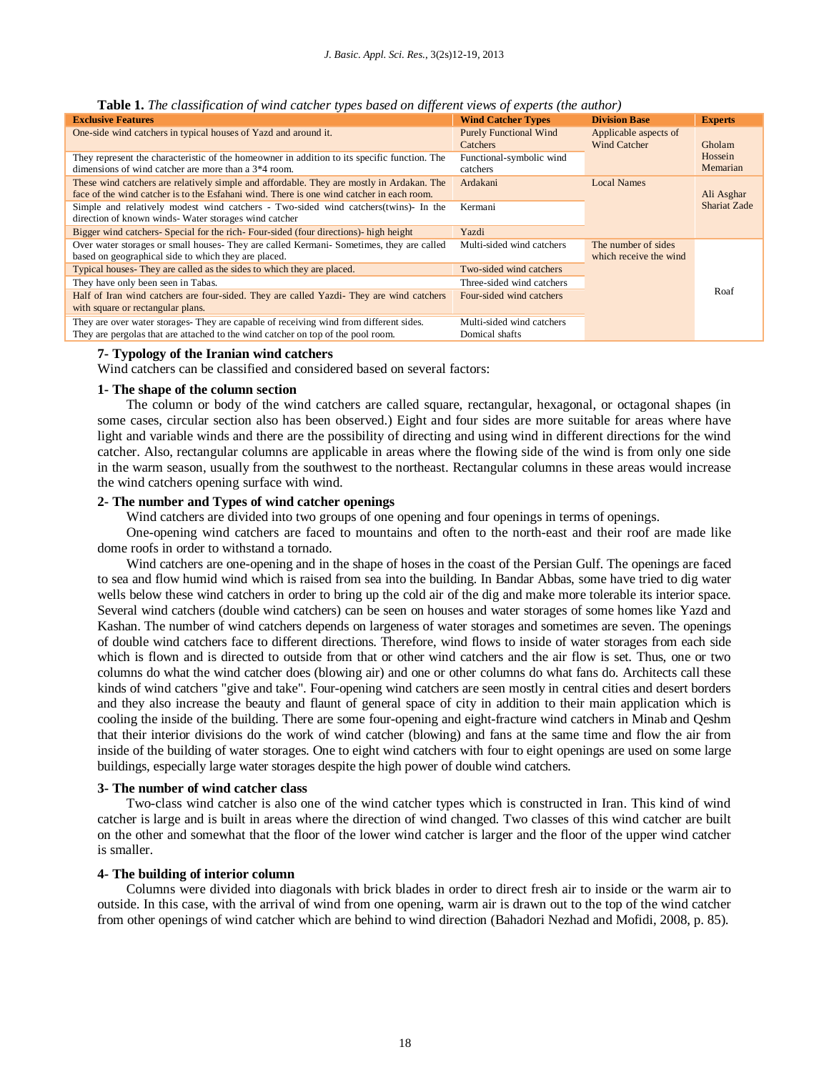**Table 1.** *The classification of wind catcher types based on different views of experts (the author)*

| Exclusive Features | Wind Catcher Types | Division Base | Experts |
|---|---|---|---|
| One-side wind catchers in typical houses of Yazd and around it. | Purely Functional Wind Catchers | Applicable aspects of Wind Catcher | Gholam Hossein Memarian |
| They represent the characteristic of the homeowner in addition to its specific function. The dimensions of wind catcher are more than a 3*4 room. | Functional-symbolic wind catchers | | |
| These wind catchers are relatively simple and affordable. They are mostly in Ardakan. The face of the wind catcher is to the Esfahani wind. There is one wind catcher in each room. | Ardakani | Local Names | Ali Asghar Shariat Zade |
| Simple and relatively modest wind catchers - Two-sided wind catchers(twins)- In the direction of known winds- Water storages wind catcher | Kermani | | |
| Bigger wind catchers- Special for the rich- Four-sided (four directions)- high height | Yazdi | | |
| Over water storages or small houses- They are called Kermani- Sometimes, they are called based on geographical side to which they are placed. | Multi-sided wind catchers | The number of sides which receive the wind | Roaf |
| Typical houses- They are called as the sides to which they are placed. | Two-sided wind catchers | | |
| They have only been seen in Tabas. | Three-sided wind catchers | | |
| Half of Iran wind catchers are four-sided. They are called Yazdi- They are wind catchers with square or rectangular plans. | Four-sided wind catchers | | |
| They are over water storages- They are capable of receiving wind from different sides. | Multi-sided wind catchers | | |
| They are pergolas that are attached to the wind catcher on top of the pool room. | Domical shafts | | |

## 7- Typology of the Iranian wind catchers

Wind catchers can be classified and considered based on several factors:

### 1- The shape of the column section

The column or body of the wind catchers are called square, rectangular, hexagonal, or octagonal shapes (in some cases, circular section also has been observed.) Eight and four sides are more suitable for areas where have light and variable winds and there are the possibility of directing and using wind in different directions for the wind catcher. Also, rectangular columns are applicable in areas where the flowing side of the wind is from only one side in the warm season, usually from the southwest to the northeast. Rectangular columns in these areas would increase the wind catchers opening surface with wind.

### 2- The number and Types of wind catcher openings

Wind catchers are divided into two groups of one opening and four openings in terms of openings.

One-opening wind catchers are faced to mountains and often to the north-east and their roof are made like dome roofs in order to withstand a tornado.

Wind catchers are one-opening and in the shape of hoses in the coast of the Persian Gulf. The openings are faced to sea and flow humid wind which is raised from sea into the building. In Bandar Abbas, some have tried to dig water wells below these wind catchers in order to bring up the cold air of the dig and make more tolerable its interior space. Several wind catchers (double wind catchers) can be seen on houses and water storages of some homes like Yazd and Kashan. The number of wind catchers depends on largeness of water storages and sometimes are seven. The openings of double wind catchers face to different directions. Therefore, wind flows to inside of water storages from each side which is flown and is directed to outside from that or other wind catchers and the air flow is set. Thus, one or two columns do what the wind catcher does (blowing air) and one or other columns do what fans do. Architects call these kinds of wind catchers "give and take". Four-opening wind catchers are seen mostly in central cities and desert borders and they also increase the beauty and flaunt of general space of city in addition to their main application which is cooling the inside of the building. There are some four-opening and eight-fracture wind catchers in Minab and Qeshm that their interior divisions do the work of wind catcher (blowing) and fans at the same time and flow the air from inside of the building of water storages. One to eight wind catchers with four to eight openings are used on some large buildings, especially large water storages despite the high power of double wind catchers.

### 3- The number of wind catcher class

Two-class wind catcher is also one of the wind catcher types which is constructed in Iran. This kind of wind catcher is large and is built in areas where the direction of wind changed. Two classes of this wind catcher are built on the other and somewhat that the floor of the lower wind catcher is larger and the floor of the upper wind catcher is smaller.

### 4- The building of interior column

Columns were divided into diagonals with brick blades in order to direct fresh air to inside or the warm air to outside. In this case, with the arrival of wind from one opening, warm air is drawn out to the top of the wind catcher from other openings of wind catcher which are behind to wind direction (Bahadori Nezhad and Mofidi, 2008, p. 85).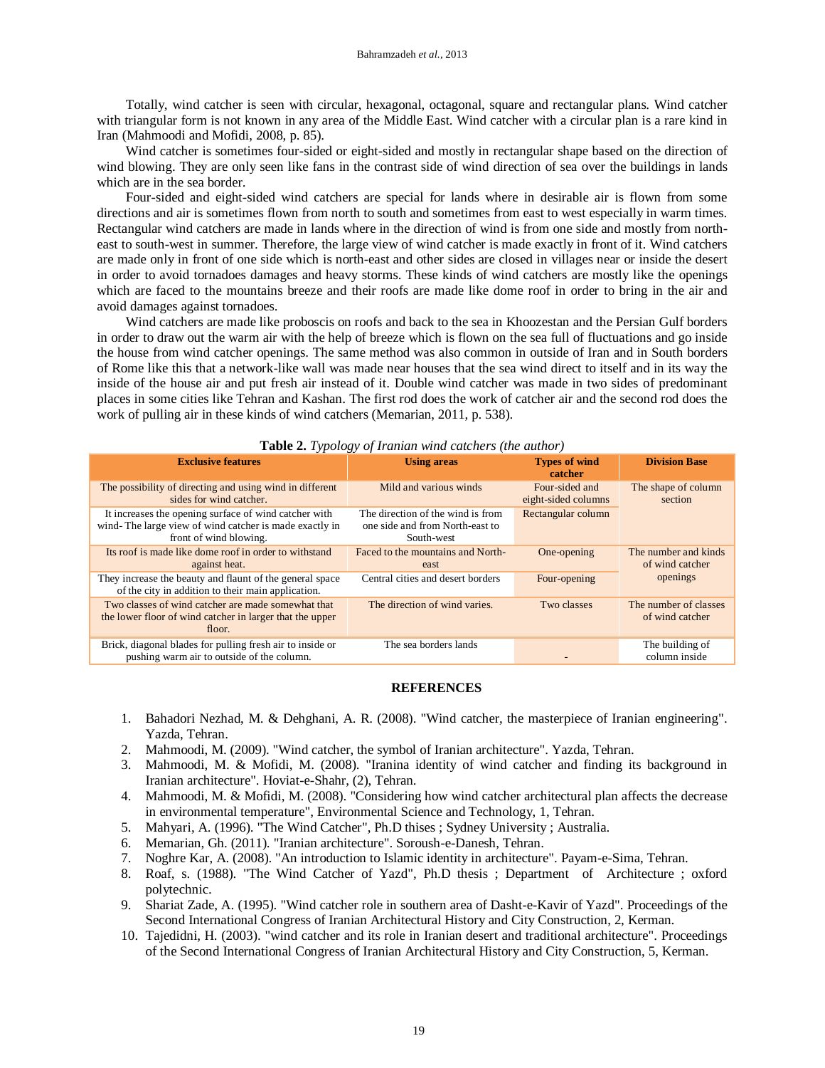Totally, wind catcher is seen with circular, hexagonal, octagonal, square and rectangular plans. Wind catcher with triangular form is not known in any area of the Middle East. Wind catcher with a circular plan is a rare kind in Iran (Mahmoodi and Mofidi, 2008, p. 85).

Wind catcher is sometimes four-sided or eight-sided and mostly in rectangular shape based on the direction of wind blowing. They are only seen like fans in the contrast side of wind direction of sea over the buildings in lands which are in the sea border.

Four-sided and eight-sided wind catchers are special for lands where in desirable air is flown from some directions and air is sometimes flown from north to south and sometimes from east to west especially in warm times. Rectangular wind catchers are made in lands where in the direction of wind is from one side and mostly from north-east to south-west in summer. Therefore, the large view of wind catcher is made exactly in front of it. Wind catchers are made only in front of one side which is north-east and other sides are closed in villages near or inside the desert in order to avoid tornadoes damages and heavy storms. These kinds of wind catchers are mostly like the openings which are faced to the mountains breeze and their roofs are made like dome roof in order to bring in the air and avoid damages against tornadoes.

Wind catchers are made like proboscis on roofs and back to the sea in Khoozestan and the Persian Gulf borders in order to draw out the warm air with the help of breeze which is flown on the sea full of fluctuations and go inside the house from wind catcher openings. The same method was also common in outside of Iran and in South borders of Rome like this that a network-like wall was made near houses that the sea wind direct to itself and in its way the inside of the house air and put fresh air instead of it. Double wind catcher was made in two sides of predominant places in some cities like Tehran and Kashan. The first rod does the work of catcher air and the second rod does the work of pulling air in these kinds of wind catchers (Memarian, 2011, p. 538).

**Table 2.** *Typology of Iranian wind catchers (the author)*

| Exclusive features | Using areas | Types of wind catcher | Division Base |
|---|---|---|---|
| The possibility of directing and using wind in different sides for wind catcher. | Mild and various winds | Four-sided and eight-sided columns | The shape of column section |
| It increases the opening surface of wind catcher with wind- The large view of wind catcher is made exactly in front of wind blowing. | The direction of the wind is from one side and from North-east to South-west | Rectangular column | |
| Its roof is made like dome roof in order to withstand against heat. | Faced to the mountains and North-east | One-opening | The number and kinds of wind catcher openings |
| They increase the beauty and flaunt of the general space of the city in addition to their main application. | Central cities and desert borders | Four-opening | |
| Two classes of wind catcher are made somewhat that the lower floor of wind catcher in larger that the upper floor. | The direction of wind varies. | Two classes | The number of classes of wind catcher |
| Brick, diagonal blades for pulling fresh air to inside or pushing warm air to outside of the column. | The sea borders lands | - | The building of column inside |

## REFERENCES

1. Bahadori Nezhad, M. & Dehghani, A. R. (2008). "Wind catcher, the masterpiece of Iranian engineering". Yazda, Tehran.
2. Mahmoodi, M. (2009). "Wind catcher, the symbol of Iranian architecture". Yazda, Tehran.
3. Mahmoodi, M. & Mofidi, M. (2008). "Iranina identity of wind catcher and finding its background in Iranian architecture". Hoviat-e-Shahr, (2), Tehran.
4. Mahmoodi, M. & Mofidi, M. (2008). "Considering how wind catcher architectural plan affects the decrease in environmental temperature", Environmental Science and Technology, 1, Tehran.
5. Mahyari, A. (1996). "The Wind Catcher", Ph.D thises ; Sydney University ; Australia.
6. Memarian, Gh. (2011). "Iranian architecture". Soroush-e-Danesh, Tehran.
7. Noghre Kar, A. (2008). "An introduction to Islamic identity in architecture". Payam-e-Sima, Tehran.
8. Roaf, s. (1988). "The Wind Catcher of Yazd", Ph.D thesis ; Department of Architecture ; oxford polytechnic.
9. Shariat Zade, A. (1995). "Wind catcher role in southern area of Dasht-e-Kavir of Yazd". Proceedings of the Second International Congress of Iranian Architectural History and City Construction, 2, Kerman.
10. Tajedidni, H. (2003). "wind catcher and its role in Iranian desert and traditional architecture". Proceedings of the Second International Congress of Iranian Architectural History and City Construction, 5, Kerman.